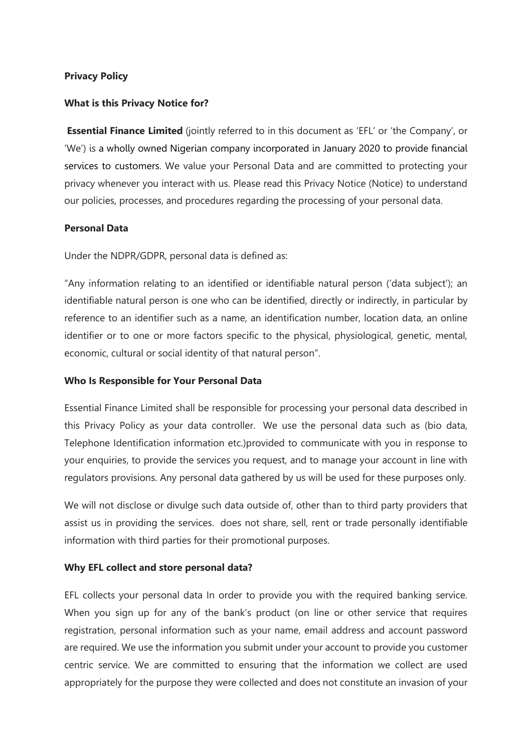**Privacy Policy**

**What is this Privacy Notice for?**

**Essential Finance Limited** (jointly referred to in this document as 'EFL' or 'the Company', or 'We') is a wholly owned Nigerian company incorporated in January 2020 to provide financial services to customers. We value your Personal Data and are committed to protecting your privacy whenever you interact with us. Please read this Privacy Notice (Notice) to understand our policies, processes, and procedures regarding the processing of your personal data.

**Personal Data**

Under the NDPR/GDPR, personal data is defined as:

"Any information relating to an identified or identifiable natural person ('data subject'); an identifiable natural person is one who can be identified, directly or indirectly, in particular by reference to an identifier such as a name, an identification number, location data, an online identifier or to one or more factors specific to the physical, physiological, genetic, mental, economic, cultural or social identity of that natural person".

**Who Is Responsible for Your Personal Data**

Essential Finance Limited shall be responsible for processing your personal data described in this Privacy Policy as your data controller. We use the personal data such as (bio data, Telephone Identification information etc.)provided to communicate with you in response to your enquiries, to provide the services you request, and to manage your account in line with regulators provisions. Any personal data gathered by us will be used for these purposes only.

We will not disclose or divulge such data outside of, other than to third party providers that assist us in providing the services. does not share, sell, rent or trade personally identifiable information with third parties for their promotional purposes.

**Why EFL collect and store personal data?**

EFL collects your personal data In order to provide you with the required banking service. When you sign up for any of the bank's product (on line or other service that requires registration, personal information such as your name, email address and account password are required. We use the information you submit under your account to provide you customer centric service. We are committed to ensuring that the information we collect are used appropriately for the purpose they were collected and does not constitute an invasion of your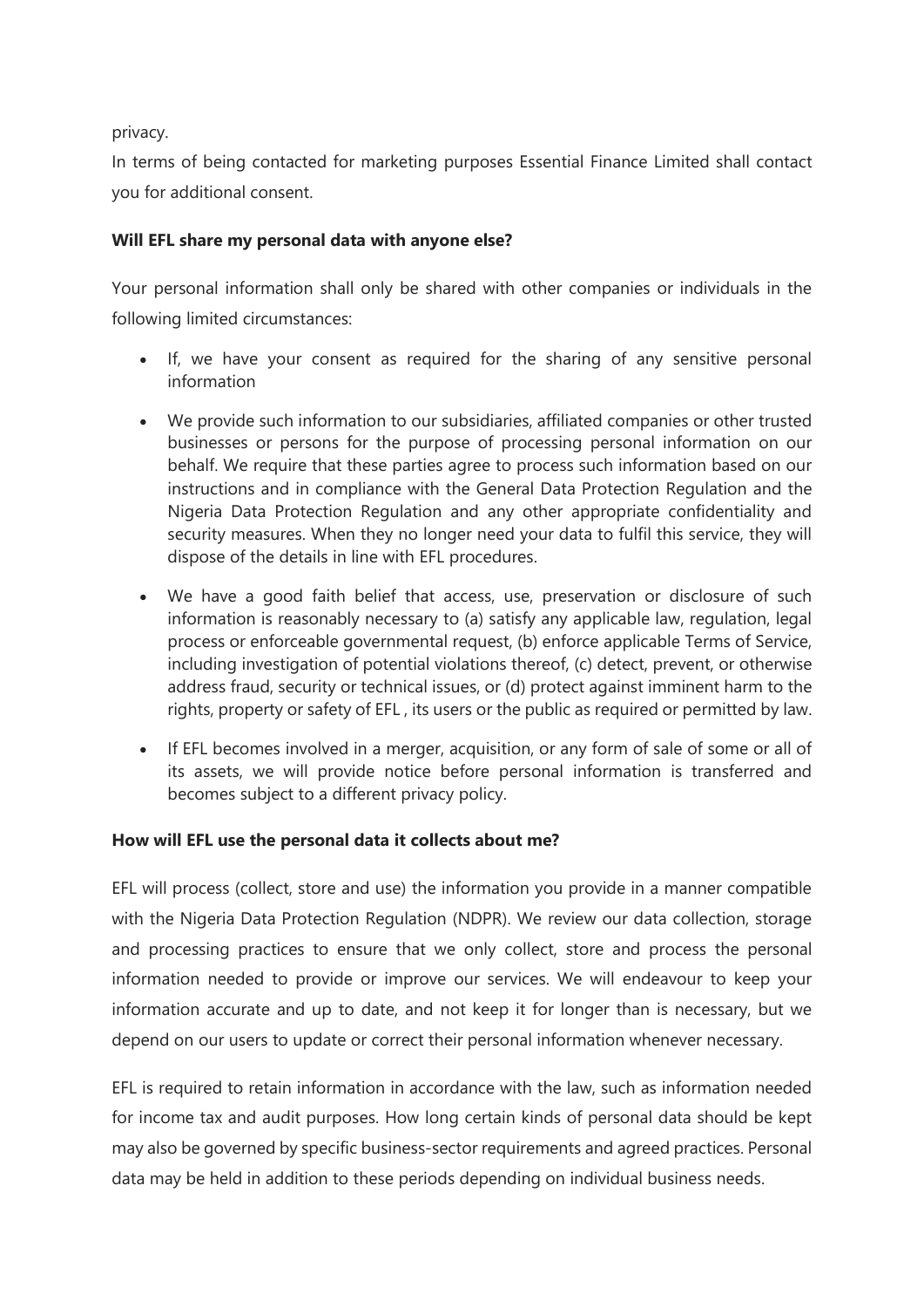privacy.

In terms of being contacted for marketing purposes Essential Finance Limited shall contact you for additional consent.

**Will EFL share my personal data with anyone else?**

Your personal information shall only be shared with other companies or individuals in the following limited circumstances:

- If, we have your consent as required for the sharing of any sensitive personal information
- We provide such information to our subsidiaries, affiliated companies or other trusted businesses or persons for the purpose of processing personal information on our behalf. We require that these parties agree to process such information based on our instructions and in compliance with the General Data Protection Regulation and the Nigeria Data Protection Regulation and any other appropriate confidentiality and security measures. When they no longer need your data to fulfil this service, they will dispose of the details in line with EFL procedures.
- We have a good faith belief that access, use, preservation or disclosure of such information is reasonably necessary to (a) satisfy any applicable law, regulation, legal process or enforceable governmental request, (b) enforce applicable Terms of Service, including investigation of potential violations thereof, (c) detect, prevent, or otherwise address fraud, security or technical issues, or (d) protect against imminent harm to the rights, property or safety of EFL , its users or the public as required or permitted by law.
- If EFL becomes involved in a merger, acquisition, or any form of sale of some or all of its assets, we will provide notice before personal information is transferred and becomes subject to a different privacy policy.

**How will EFL use the personal data it collects about me?**

EFL will process (collect, store and use) the information you provide in a manner compatible with the Nigeria Data Protection Regulation (NDPR). We review our data collection, storage and processing practices to ensure that we only collect, store and process the personal information needed to provide or improve our services. We will endeavour to keep your information accurate and up to date, and not keep it for longer than is necessary, but we depend on our users to update or correct their personal information whenever necessary.

EFL is required to retain information in accordance with the law, such as information needed for income tax and audit purposes. How long certain kinds of personal data should be kept may also be governed by specific business-sector requirements and agreed practices. Personal data may be held in addition to these periods depending on individual business needs.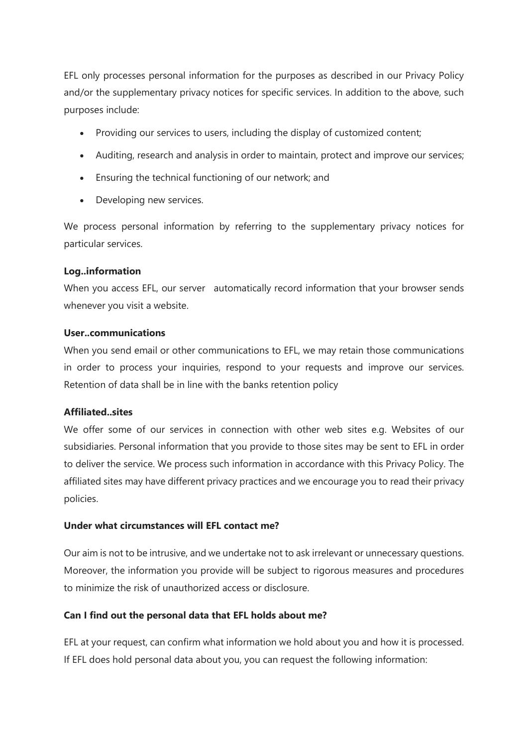EFL only processes personal information for the purposes as described in our Privacy Policy and/or the supplementary privacy notices for specific services. In addition to the above, such purposes include:

- Providing our services to users, including the display of customized content;
- Auditing, research and analysis in order to maintain, protect and improve our services;
- Ensuring the technical functioning of our network; and
- Developing new services.

We process personal information by referring to the supplementary privacy notices for particular services.

**Log..information**

When you access EFL, our server automatically record information that your browser sends whenever you visit a website.

**User..communications**

When you send email or other communications to EFL, we may retain those communications in order to process your inquiries, respond to your requests and improve our services. Retention of data shall be in line with the banks retention policy

**Affiliated..sites**

We offer some of our services in connection with other web sites e.g. Websites of our subsidiaries. Personal information that you provide to those sites may be sent to EFL in order to deliver the service. We process such information in accordance with this Privacy Policy. The affiliated sites may have different privacy practices and we encourage you to read their privacy policies.

**Under what circumstances will EFL contact me?**

Our aim is not to be intrusive, and we undertake not to ask irrelevant or unnecessary questions. Moreover, the information you provide will be subject to rigorous measures and procedures to minimize the risk of unauthorized access or disclosure.

**Can I find out the personal data that EFL holds about me?**

EFL at your request, can confirm what information we hold about you and how it is processed. If EFL does hold personal data about you, you can request the following information: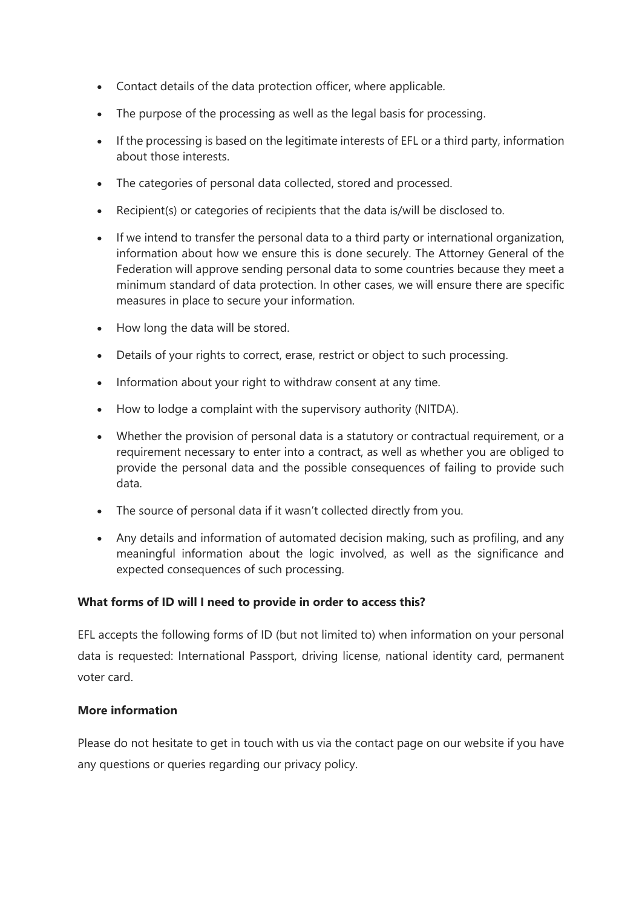- Contact details of the data protection officer, where applicable.
- The purpose of the processing as well as the legal basis for processing.
- If the processing is based on the legitimate interests of EFL or a third party, information about those interests.
- The categories of personal data collected, stored and processed.
- Recipient(s) or categories of recipients that the data is/will be disclosed to.
- If we intend to transfer the personal data to a third party or international organization, information about how we ensure this is done securely. The Attorney General of the Federation will approve sending personal data to some countries because they meet a minimum standard of data protection. In other cases, we will ensure there are specific measures in place to secure your information.
- How long the data will be stored.
- Details of your rights to correct, erase, restrict or object to such processing.
- Information about your right to withdraw consent at any time.
- How to lodge a complaint with the supervisory authority (NITDA).
- Whether the provision of personal data is a statutory or contractual requirement, or a requirement necessary to enter into a contract, as well as whether you are obliged to provide the personal data and the possible consequences of failing to provide such data.
- The source of personal data if it wasn't collected directly from you.
- Any details and information of automated decision making, such as profiling, and any meaningful information about the logic involved, as well as the significance and expected consequences of such processing.

**What forms of ID will I need to provide in order to access this?**

EFL accepts the following forms of ID (but not limited to) when information on your personal data is requested: International Passport, driving license, national identity card, permanent voter card.

**More information**

Please do not hesitate to get in touch with us via the contact page on our website if you have any questions or queries regarding our privacy policy.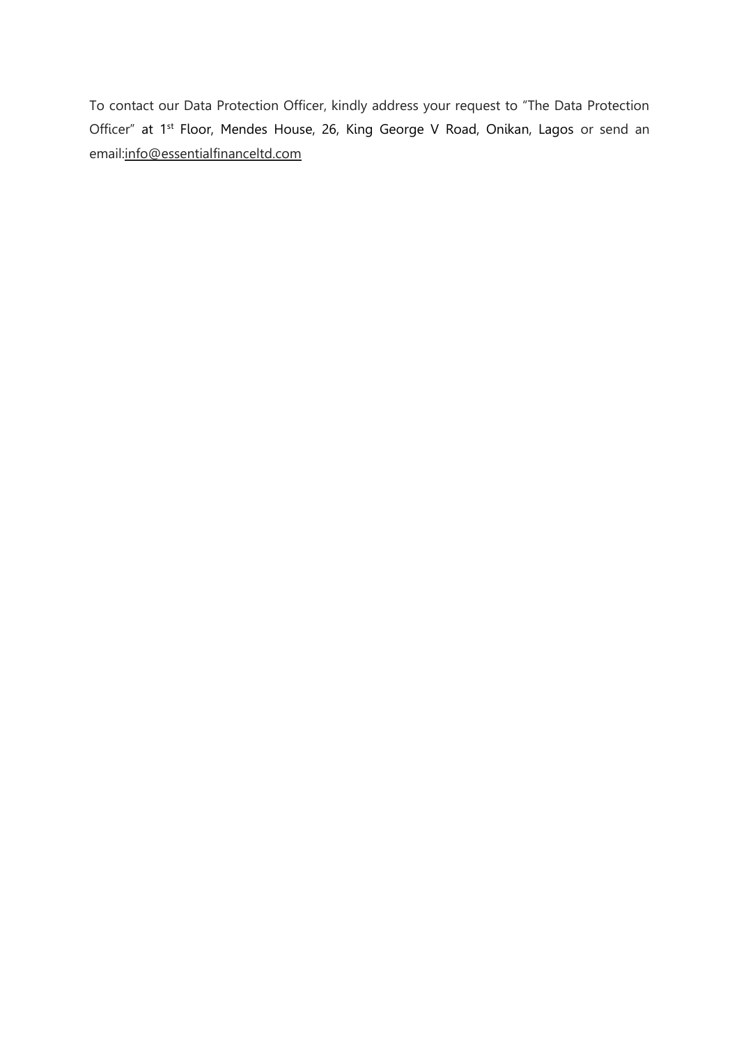To contact our Data Protection Officer, kindly address your request to "The Data Protection Officer" at 1st Floor, Mendes House, 26, King George V Road, Onikan, Lagos or send an email:info@essentialfinanceltd.com